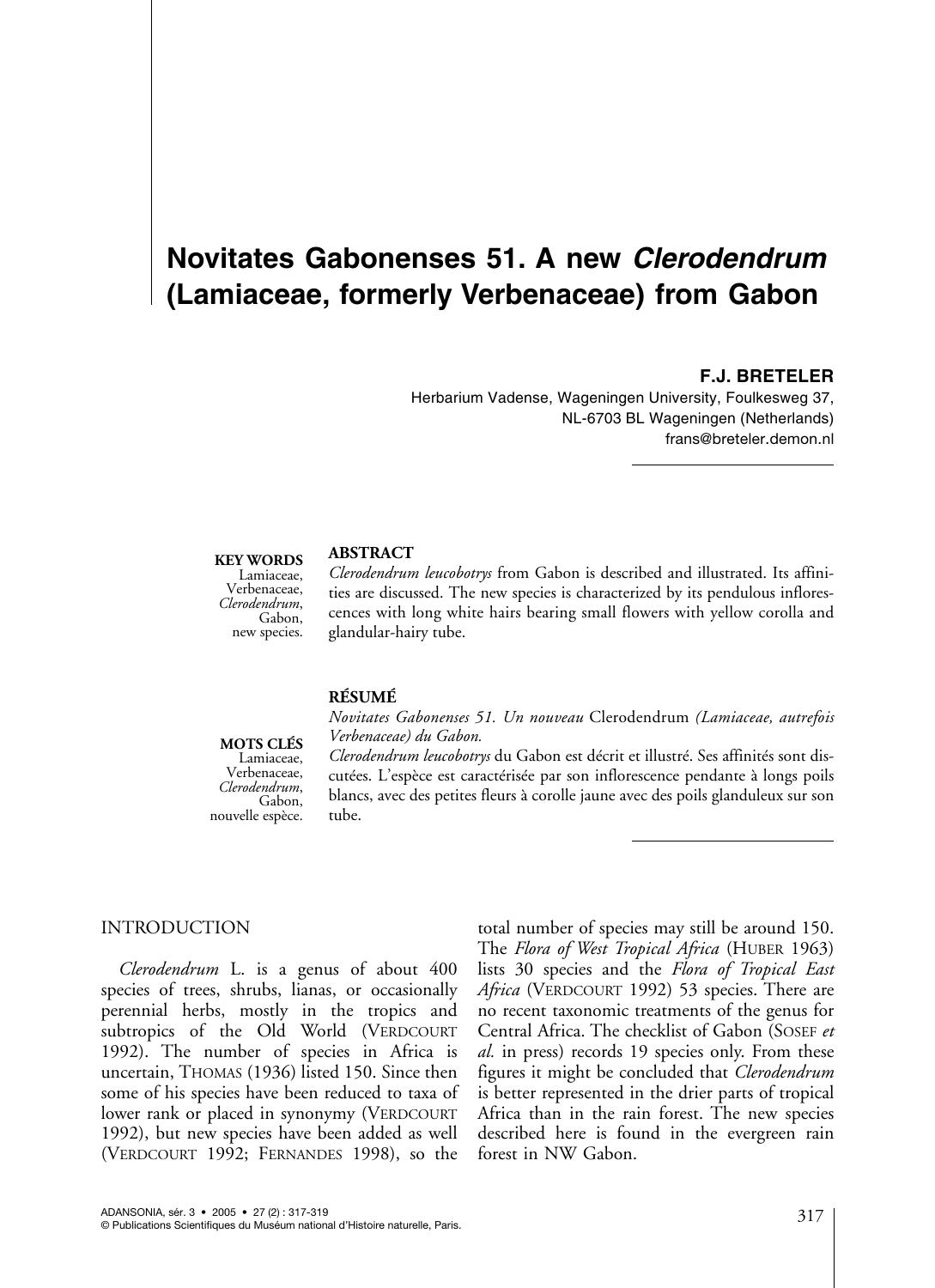# Novitates Gabonenses 51. A new *Clerodendrum* (Lamiaceae, formerly Verbenaceae) from Gabon

**F.J. BRETELER**

Herbarium Vadense, Wageningen University, Foulkesweg 37,
NL-6703 BL Wageningen (Netherlands)
frans@breteler.demon.nl

**KEY WORDS**
Lamiaceae,
Verbenaceae,
*Clerodendrum*,
Gabon,
new species.

**ABSTRACT**

*Clerodendrum leucobotrys* from Gabon is described and illustrated. Its affinities are discussed. The new species is characterized by its pendulous inflorescences with long white hairs bearing small flowers with yellow corolla and glandular-hairy tube.

**MOTS CLÉS**
Lamiaceae,
Verbenaceae,
*Clerodendrum*,
Gabon,
nouvelle espèce.

**RÉSUMÉ**

*Novitates Gabonenses 51. Un nouveau* Clerodendrum *(Lamiaceae, autrefois Verbenaceae) du Gabon.*

*Clerodendrum leucobotrys* du Gabon est décrit et illustré. Ses affinités sont discutées. L'espèce est caractérisée par son inflorescence pendante à longs poils blancs, avec des petites fleurs à corolle jaune avec des poils glanduleux sur son tube.

## INTRODUCTION

*Clerodendrum* L. is a genus of about 400 species of trees, shrubs, lianas, or occasionally perennial herbs, mostly in the tropics and subtropics of the Old World (VERDCOURT 1992). The number of species in Africa is uncertain, THOMAS (1936) listed 150. Since then some of his species have been reduced to taxa of lower rank or placed in synonymy (VERDCOURT 1992), but new species have been added as well (VERDCOURT 1992; FERNANDES 1998), so the total number of species may still be around 150. The *Flora of West Tropical Africa* (HUBER 1963) lists 30 species and the *Flora of Tropical East Africa* (VERDCOURT 1992) 53 species. There are no recent taxonomic treatments of the genus for Central Africa. The checklist of Gabon (SOSEF *et al.* in press) records 19 species only. From these figures it might be concluded that *Clerodendrum* is better represented in the drier parts of tropical Africa than in the rain forest. The new species described here is found in the evergreen rain forest in NW Gabon.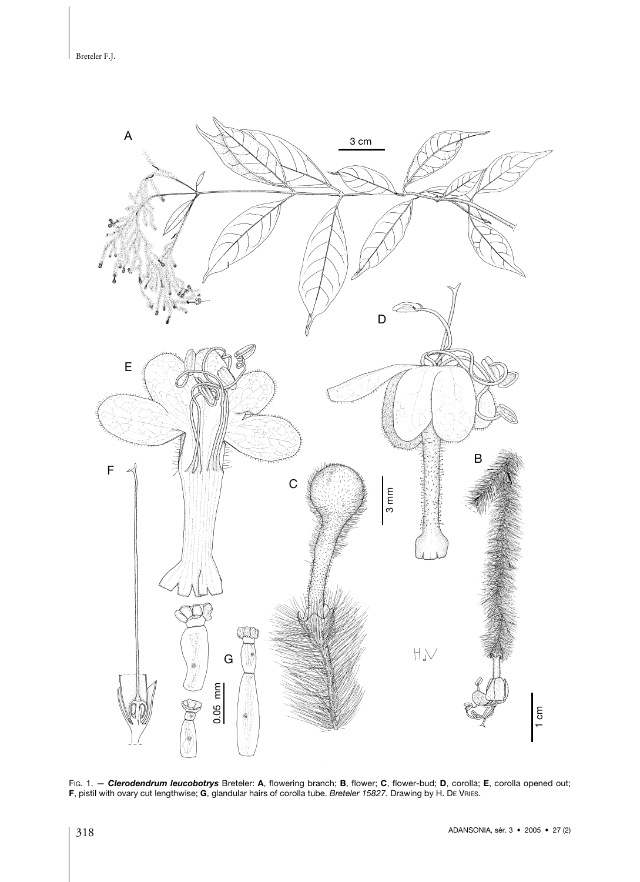Fig. 1. — ***Clerodendrum leucobotrys*** Breteler: **A**, flowering branch; **B**, flower; **C**, flower-bud; **D**, corolla; **E**, corolla opened out; **F**, pistil with ovary cut lengthwise; **G**, glandular hairs of corolla tube. *Breteler 15827*. Drawing by H. De Vries.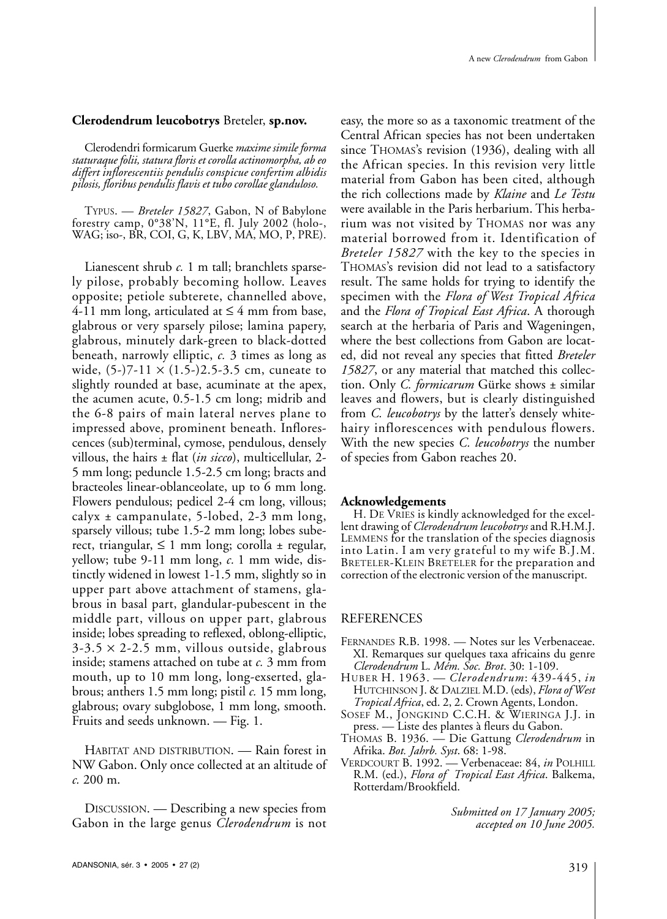**Clerodendrum leucobotrys** Breteler, **sp.nov.**

Clerodendri formicarum Guerke *maxime simile forma staturaque folii, statura floris et corolla actinomorpha, ab eo differt inflorescentiis pendulis conspicue confertim albidis pilosis, floribus pendulis flavis et tubo corollae glanduloso.*

TYPUS. — *Breteler 15827*, Gabon, N of Babylone forestry camp, 0°38'N, 11°E, fl. July 2002 (holo-, WAG; iso-, BR, COI, G, K, LBV, MA, MO, P, PRE).

Lianescent shrub *c.* 1 m tall; branchlets sparsely pilose, probably becoming hollow. Leaves opposite; petiole subterete, channelled above, 4-11 mm long, articulated at ≤ 4 mm from base, glabrous or very sparsely pilose; lamina papery, glabrous, minutely dark-green to black-dotted beneath, narrowly elliptic, *c.* 3 times as long as wide, (5-)7-11 × (1.5-)2.5-3.5 cm, cuneate to slightly rounded at base, acuminate at the apex, the acumen acute, 0.5-1.5 cm long; midrib and the 6-8 pairs of main lateral nerves plane to impressed above, prominent beneath. Inflorescences (sub)terminal, cymose, pendulous, densely villous, the hairs ± flat (*in sicco*), multicellular, 2-5 mm long; peduncle 1.5-2.5 cm long; bracts and bracteoles linear-oblanceolate, up to 6 mm long. Flowers pendulous; pedicel 2-4 cm long, villous; calyx ± campanulate, 5-lobed, 2-3 mm long, sparsely villous; tube 1.5-2 mm long; lobes suberect, triangular, ≤ 1 mm long; corolla ± regular, yellow; tube 9-11 mm long, *c.* 1 mm wide, distinctly widened in lowest 1-1.5 mm, slightly so in upper part above attachment of stamens, glabrous in basal part, glandular-pubescent in the middle part, villous on upper part, glabrous inside; lobes spreading to reflexed, oblong-elliptic, 3-3.5 × 2-2.5 mm, villous outside, glabrous inside; stamens attached on tube at *c.* 3 mm from mouth, up to 10 mm long, long-exserted, glabrous; anthers 1.5 mm long; pistil *c.* 15 mm long, glabrous; ovary subglobose, 1 mm long, smooth. Fruits and seeds unknown. — Fig. 1.

HABITAT AND DISTRIBUTION. — Rain forest in NW Gabon. Only once collected at an altitude of *c.* 200 m.

DISCUSSION. — Describing a new species from Gabon in the large genus *Clerodendrum* is not easy, the more so as a taxonomic treatment of the Central African species has not been undertaken since THOMAS's revision (1936), dealing with all the African species. In this revision very little material from Gabon has been cited, although the rich collections made by *Klaine* and *Le Testu* were available in the Paris herbarium. This herbarium was not visited by THOMAS nor was any material borrowed from it. Identification of *Breteler 15827* with the key to the species in THOMAS's revision did not lead to a satisfactory result. The same holds for trying to identify the specimen with the *Flora of West Tropical Africa* and the *Flora of Tropical East Africa*. A thorough search at the herbaria of Paris and Wageningen, where the best collections from Gabon are located, did not reveal any species that fitted *Breteler 15827*, or any material that matched this collection. Only *C. formicarum* Gürke shows ± similar leaves and flowers, but is clearly distinguished from *C. leucobotrys* by the latter's densely white-hairy inflorescences with pendulous flowers. With the new species *C. leucobotrys* the number of species from Gabon reaches 20.

### Acknowledgements

H. DE VRIES is kindly acknowledged for the excellent drawing of *Clerodendrum leucobotrys* and R.H.M.J. LEMMENS for the translation of the species diagnosis into Latin. I am very grateful to my wife B.J.M. BRETELER-KLEIN BRETELER for the preparation and correction of the electronic version of the manuscript.

## REFERENCES

FERNANDES R.B. 1998. — Notes sur les Verbenaceae. XI. Remarques sur quelques taxa africains du genre *Clerodendrum* L. *Mém. Soc. Brot*. 30: 1-109.

HUBER H. 1963. — *Clerodendrum*: 439-445, *in* HUTCHINSON J. & DALZIEL M.D. (eds), *Flora of West Tropical Africa*, ed. 2, 2. Crown Agents, London.

SOSEF M., JONGKIND C.C.H. & WIERINGA J.J. in press. — Liste des plantes à fleurs du Gabon.

THOMAS B. 1936. — Die Gattung *Clerodendrum* in Afrika. *Bot. Jahrb. Syst*. 68: 1-98.

VERDCOURT B. 1992. — Verbenaceae: 84, *in* POLHILL R.M. (ed.), *Flora of Tropical East Africa*. Balkema, Rotterdam/Brookfield.

*Submitted on 17 January 2005; accepted on 10 June 2005.*